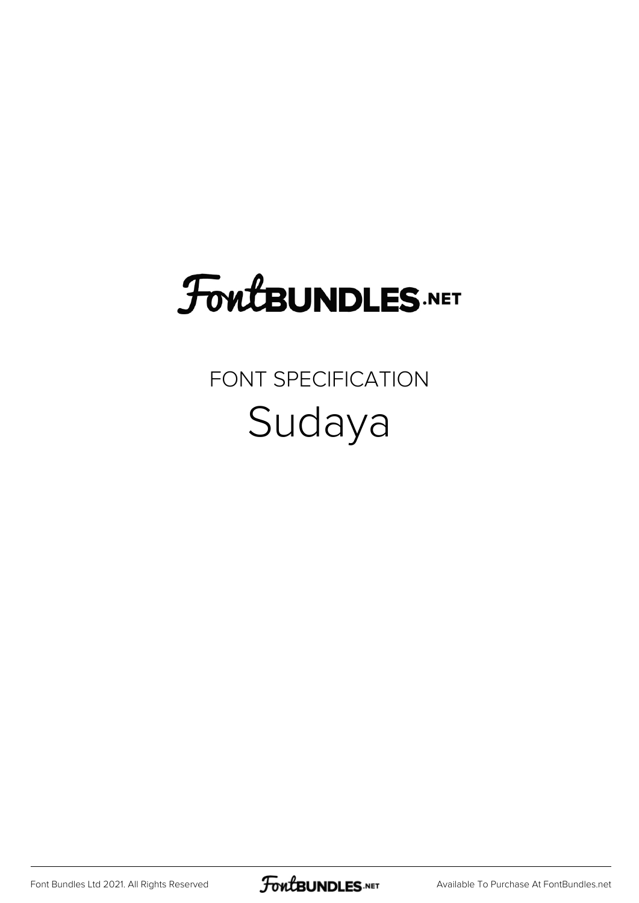# FontBUNDLES.NET

FONT SPECIFICATION

## Sudaya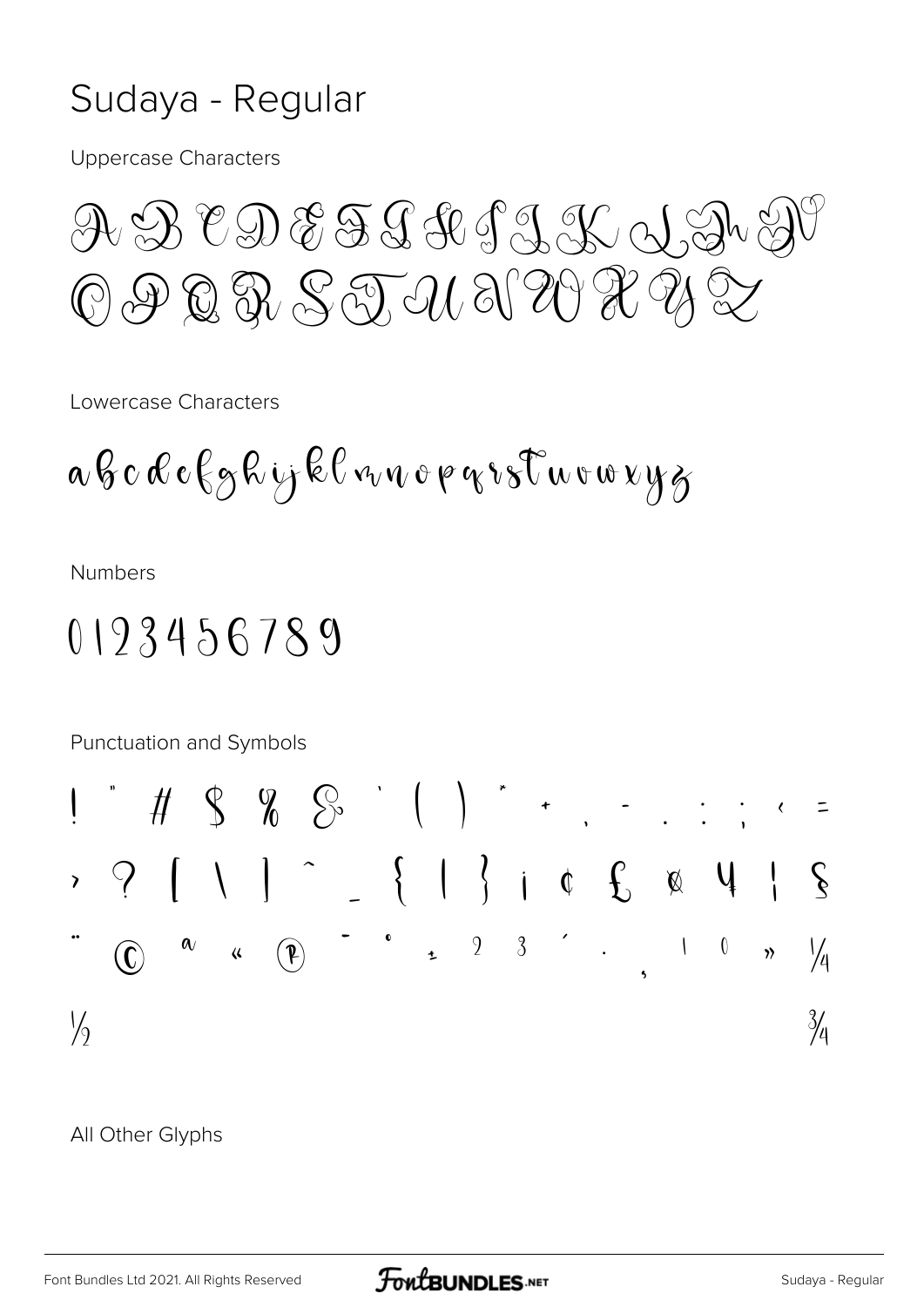# Sudaya - Regular

Uppercase Characters

A B C D E F G H I J K L M N
O P Q R S T U V W X Y Z

Lowercase Characters

a b c d e f g h i j k l m n o p q r s t u v w x y z

Numbers

0 1 2 3 4 5 6 7 8 9

Punctuation and Symbols

! " # $ % & ' ( ) * + , - . : ; < =
> ? [ \ ] ^ _ { | } ¡ ¢ £ ¤ ¥ ¦ §
¨ © ª « ® ¯ ° ± ² ³ ´ · ¸ ¹ º » ¼
½ ¾

All Other Glyphs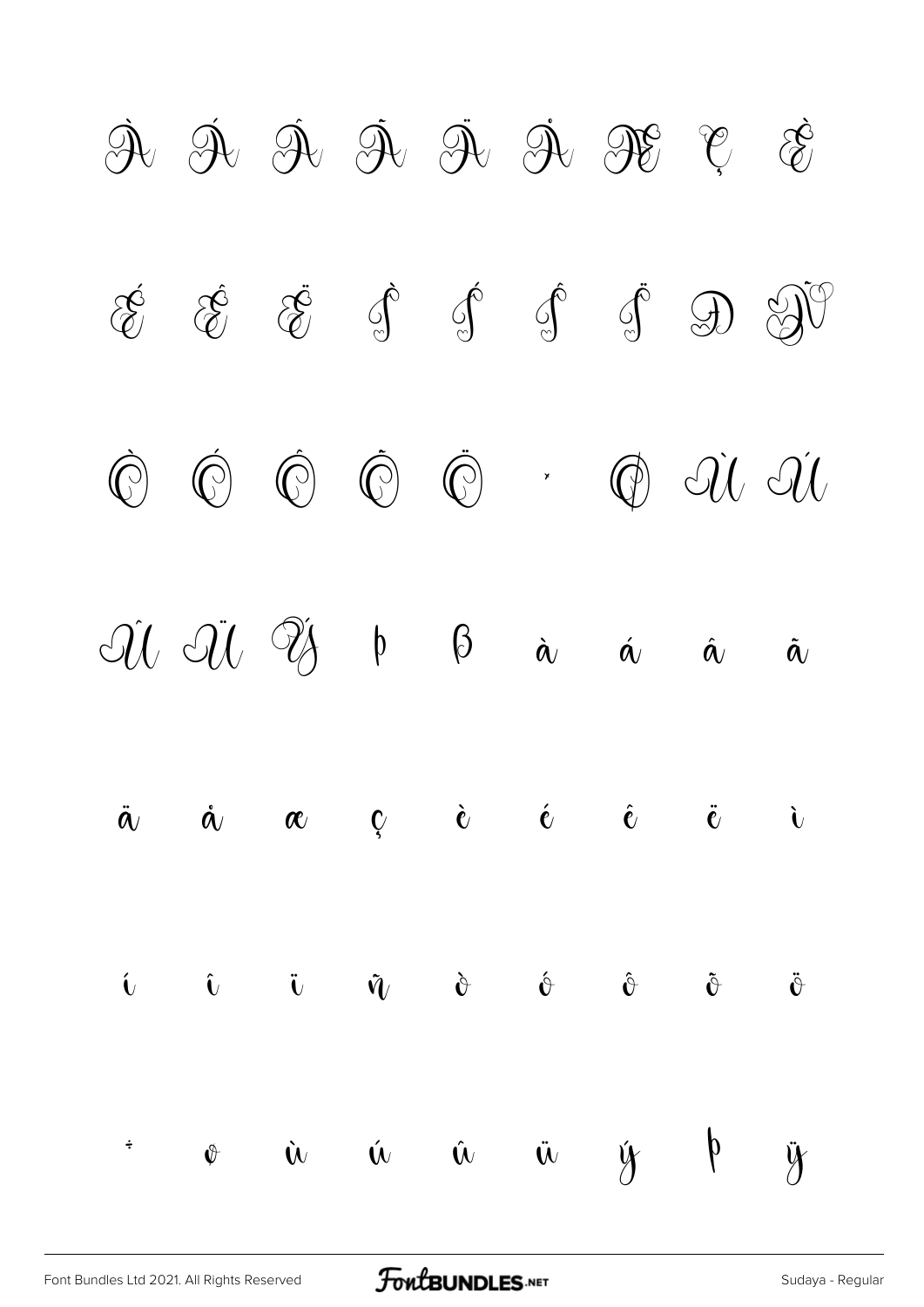À Á Â Ã Ä Å Æ Ç È

É Ê Ë Ì Í Î Ï Ð Ñ

Ò Ó Ô Õ Ö × Ø Ù Ú

Û Ü Ý Þ ß à á â ã

ä å æ ç è é ê ë ì

í î ï ñ ò ó ô õ ö

÷ ø ù ú û ü ý þ ÿ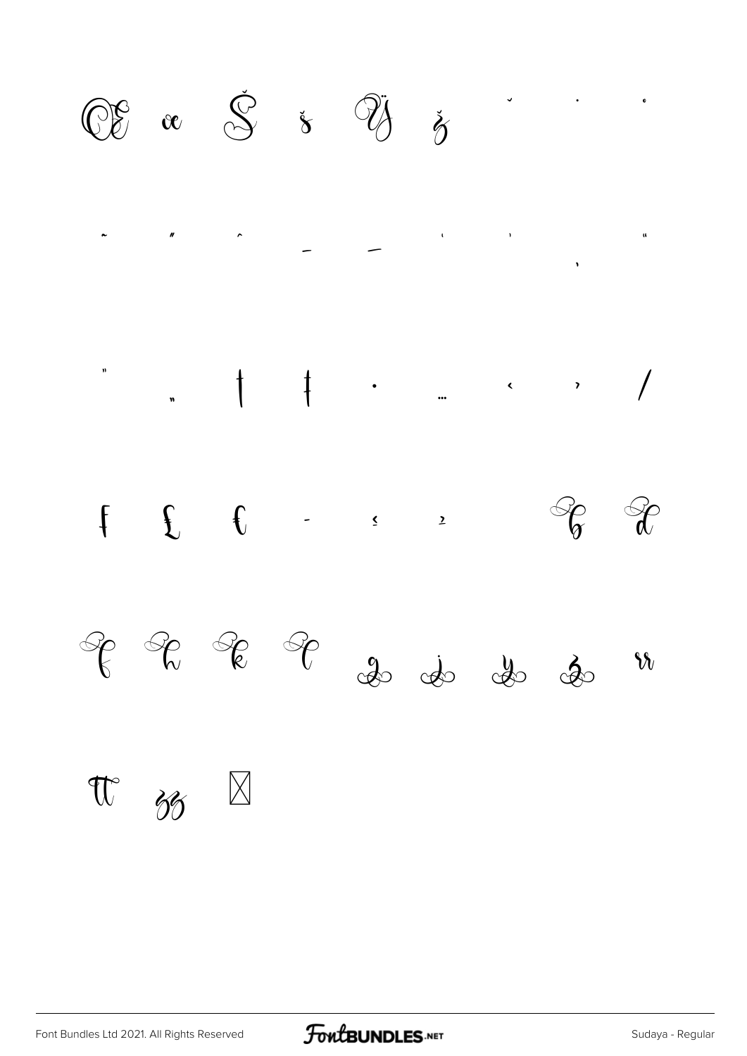Œ œ Š š Ÿ ž ˇ ˙ ˚

˜ ˝ ˆ – — ' ' ‚ "

" „ † ‡ • … ‹ › ⁄

₣ ₤ ₵ - ≤ ≥

ff fi fl ffi ffl